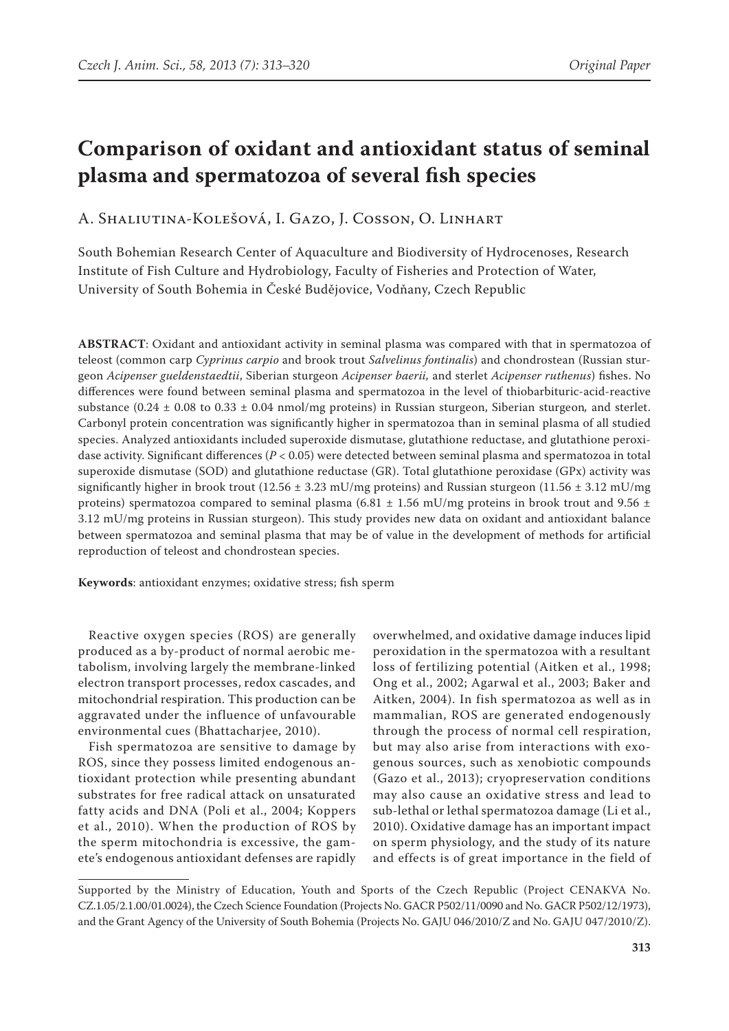# Comparison of oxidant and antioxidant status of seminal plasma and spermatozoa of several fish species

A. Shaliutina-Kolešová, I. Gazo, J. Cosson, O. Linhart

South Bohemian Research Center of Aquaculture and Biodiversity of Hydrocenoses, Research Institute of Fish Culture and Hydrobiology, Faculty of Fisheries and Protection of Water, University of South Bohemia in České Budějovice, Vodňany, Czech Republic

**ABSTRACT**: Oxidant and antioxidant activity in seminal plasma was compared with that in spermatozoa of teleost (common carp *Cyprinus carpio* and brook trout *Salvelinus fontinalis*) and chondrostean (Russian sturgeon *Acipenser gueldenstaedtii*, Siberian sturgeon *Acipenser baerii*, and sterlet *Acipenser ruthenus*) fishes. No differences were found between seminal plasma and spermatozoa in the level of thiobarbituric-acid-reactive substance ($0.24 \pm 0.08$ to $0.33 \pm 0.04$ nmol/mg proteins) in Russian sturgeon, Siberian sturgeon, and sterlet. Carbonyl protein concentration was significantly higher in spermatozoa than in seminal plasma of all studied species. Analyzed antioxidants included superoxide dismutase, glutathione reductase, and glutathione peroxidase activity. Significant differences ($P < 0.05$) were detected between seminal plasma and spermatozoa in total superoxide dismutase (SOD) and glutathione reductase (GR). Total glutathione peroxidase (GPx) activity was significantly higher in brook trout ($12.56 \pm 3.23$ mU/mg proteins) and Russian sturgeon ($11.56 \pm 3.12$ mU/mg proteins) spermatozoa compared to seminal plasma ($6.81 \pm 1.56$ mU/mg proteins in brook trout and $9.56 \pm 3.12$ mU/mg proteins in Russian sturgeon). This study provides new data on oxidant and antioxidant balance between spermatozoa and seminal plasma that may be of value in the development of methods for artificial reproduction of teleost and chondrostean species.

**Keywords**: antioxidant enzymes; oxidative stress; fish sperm

Reactive oxygen species (ROS) are generally produced as a by-product of normal aerobic metabolism, involving largely the membrane-linked electron transport processes, redox cascades, and mitochondrial respiration. This production can be aggravated under the influence of unfavourable environmental cues (Bhattacharjee, 2010).

Fish spermatozoa are sensitive to damage by ROS, since they possess limited endogenous antioxidant protection while presenting abundant substrates for free radical attack on unsaturated fatty acids and DNA (Poli et al., 2004; Koppers et al., 2010). When the production of ROS by the sperm mitochondria is excessive, the gamete's endogenous antioxidant defenses are rapidly overwhelmed, and oxidative damage induces lipid peroxidation in the spermatozoa with a resultant loss of fertilizing potential (Aitken et al., 1998; Ong et al., 2002; Agarwal et al., 2003; Baker and Aitken, 2004). In fish spermatozoa as well as in mammalian, ROS are generated endogenously through the process of normal cell respiration, but may also arise from interactions with exogenous sources, such as xenobiotic compounds (Gazo et al., 2013); cryopreservation conditions may also cause an oxidative stress and lead to sub-lethal or lethal spermatozoa damage (Li et al., 2010). Oxidative damage has an important impact on sperm physiology, and the study of its nature and effects is of great importance in the field of

Supported by the Ministry of Education, Youth and Sports of the Czech Republic (Project CENAKVA No. CZ.1.05/2.1.00/01.0024), the Czech Science Foundation (Projects No. GACR P502/11/0090 and No. GACR P502/12/1973), and the Grant Agency of the University of South Bohemia (Projects No. GAJU 046/2010/Z and No. GAJU 047/2010/Z).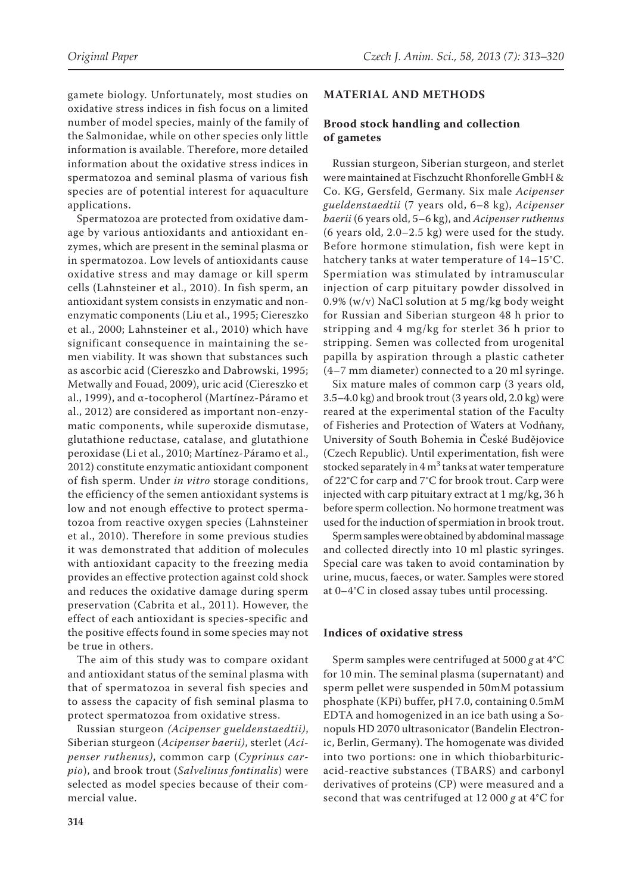gamete biology. Unfortunately, most studies on oxidative stress indices in fish focus on a limited number of model species, mainly of the family of the Salmonidae, while on other species only little information is available. Therefore, more detailed information about the oxidative stress indices in spermatozoa and seminal plasma of various fish species are of potential interest for aquaculture applications.

Spermatozoa are protected from oxidative damage by various antioxidants and antioxidant enzymes, which are present in the seminal plasma or in spermatozoa. Low levels of antioxidants cause oxidative stress and may damage or kill sperm cells (Lahnsteiner et al., 2010). In fish sperm, an antioxidant system consists in enzymatic and non-enzymatic components (Liu et al., 1995; Ciereszko et al., 2000; Lahnsteiner et al., 2010) which have significant consequence in maintaining the semen viability. It was shown that substances such as ascorbic acid (Ciereszko and Dabrowski, 1995; Metwally and Fouad, 2009), uric acid (Ciereszko et al., 1999), and α-tocopherol (Martínez-Páramo et al., 2012) are considered as important non-enzymatic components, while superoxide dismutase, glutathione reductase, catalase, and glutathione peroxidase (Li et al., 2010; Martínez-Páramo et al., 2012) constitute enzymatic antioxidant component of fish sperm. Under *in vitro* storage conditions, the efficiency of the semen antioxidant systems is low and not enough effective to protect spermatozoa from reactive oxygen species (Lahnsteiner et al., 2010). Therefore in some previous studies it was demonstrated that addition of molecules with antioxidant capacity to the freezing media provides an effective protection against cold shock and reduces the oxidative damage during sperm preservation (Cabrita et al., 2011). However, the effect of each antioxidant is species-specific and the positive effects found in some species may not be true in others.

The aim of this study was to compare oxidant and antioxidant status of the seminal plasma with that of spermatozoa in several fish species and to assess the capacity of fish seminal plasma to protect spermatozoa from oxidative stress.

Russian sturgeon *(Acipenser gueldenstaedtii)*, Siberian sturgeon (*Acipenser baerii)*, sterlet (*Acipenser ruthenus)*, common carp (*Cyprinus carpio*), and brook trout (*Salvelinus fontinalis*) were selected as model species because of their commercial value.

## MATERIAL AND METHODS

### Brood stock handling and collection of gametes

Russian sturgeon, Siberian sturgeon, and sterlet were maintained at Fischzucht Rhonforelle GmbH & Co. KG, Gersfeld, Germany. Six male *Acipenser gueldenstaedtii* (7 years old, 6–8 kg), *Acipenser baerii* (6 years old, 5–6 kg), and *Acipenser ruthenus* (6 years old, 2.0–2.5 kg) were used for the study. Before hormone stimulation, fish were kept in hatchery tanks at water temperature of 14–15°C. Spermiation was stimulated by intramuscular injection of carp pituitary powder dissolved in 0.9% (w/v) NaCl solution at 5 mg/kg body weight for Russian and Siberian sturgeon 48 h prior to stripping and 4 mg/kg for sterlet 36 h prior to stripping. Semen was collected from urogenital papilla by aspiration through a plastic catheter (4–7 mm diameter) connected to a 20 ml syringe.

Six mature males of common carp (3 years old, 3.5–4.0 kg) and brook trout (3 years old, 2.0 kg) were reared at the experimental station of the Faculty of Fisheries and Protection of Waters at Vodňany, University of South Bohemia in České Budějovice (Czech Republic). Until experimentation, fish were stocked separately in 4 $m^3$ tanks at water temperature of 22°C for carp and 7°C for brook trout. Carp were injected with carp pituitary extract at 1 mg/kg, 36 h before sperm collection. No hormone treatment was used for the induction of spermiation in brook trout.

Sperm samples were obtained by abdominal massage and collected directly into 10 ml plastic syringes. Special care was taken to avoid contamination by urine, mucus, faeces, or water. Samples were stored at 0–4°C in closed assay tubes until processing.

### Indices of oxidative stress

Sperm samples were centrifuged at 5000 *g* at 4°C for 10 min. The seminal plasma (supernatant) and sperm pellet were suspended in 50mM potassium phosphate (KPi) buffer, pH 7.0, containing 0.5mM EDTA and homogenized in an ice bath using a Sonopuls HD 2070 ultrasonicator (Bandelin Electronic, Berlin, Germany). The homogenate was divided into two portions: one in which thiobarbituric-acid-reactive substances (TBARS) and carbonyl derivatives of proteins (CP) were measured and a second that was centrifuged at 12 000 *g* at 4°C for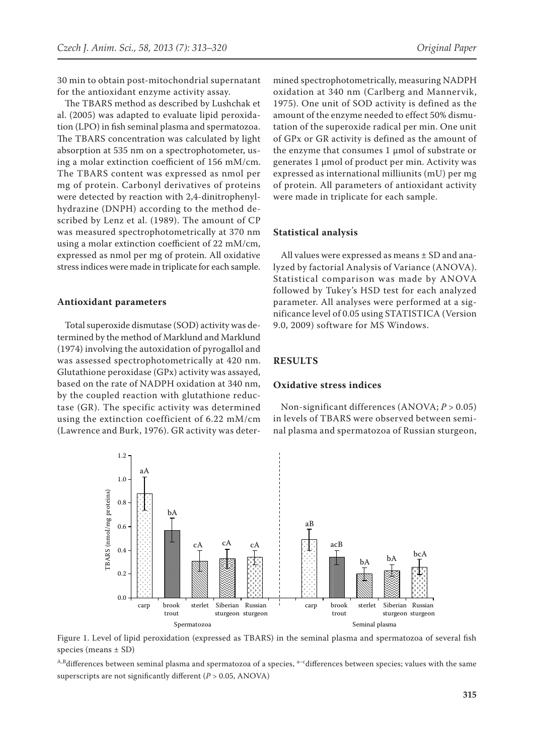30 min to obtain post-mitochondrial supernatant for the antioxidant enzyme activity assay.

The TBARS method as described by Lushchak et al. (2005) was adapted to evaluate lipid peroxidation (LPO) in fish seminal plasma and spermatozoa. The TBARS concentration was calculated by light absorption at 535 nm on a spectrophotometer, using a molar extinction coefficient of 156 mM/cm. The TBARS content was expressed as nmol per mg of protein. Carbonyl derivatives of proteins were detected by reaction with 2,4-dinitrophenylhydrazine (DNPH) according to the method described by Lenz et al. (1989). The amount of CP was measured spectrophotometrically at 370 nm using a molar extinction coefficient of 22 mM/cm, expressed as nmol per mg of protein. All oxidative stress indices were made in triplicate for each sample.

### Antioxidant parameters

Total superoxide dismutase (SOD) activity was determined by the method of Marklund and Marklund (1974) involving the autoxidation of pyrogallol and was assessed spectrophotometrically at 420 nm. Glutathione peroxidase (GPx) activity was assayed, based on the rate of NADPH oxidation at 340 nm, by the coupled reaction with glutathione reductase (GR). The specific activity was determined using the extinction coefficient of 6.22 mM/cm (Lawrence and Burk, 1976). GR activity was determined spectrophotometrically, measuring NADPH oxidation at 340 nm (Carlberg and Mannervik, 1975). One unit of SOD activity is defined as the amount of the enzyme needed to effect 50% dismutation of the superoxide radical per min. One unit of GPx or GR activity is defined as the amount of the enzyme that consumes 1 µmol of substrate or generates 1 µmol of product per min. Activity was expressed as international milliunits (mU) per mg of protein. All parameters of antioxidant activity were made in triplicate for each sample.

### Statistical analysis

All values were expressed as means ± SD and analyzed by factorial Analysis of Variance (ANOVA). Statistical comparison was made by ANOVA followed by Tukey's HSD test for each analyzed parameter. All analyses were performed at a significance level of 0.05 using STATISTICA (Version 9.0, 2009) software for MS Windows.

## RESULTS

### Oxidative stress indices

Non-significant differences (ANOVA; $P > 0.05$) in levels of TBARS were observed between seminal plasma and spermatozoa of Russian sturgeon,

Figure 1. Level of lipid peroxidation (expressed as TBARS) in the seminal plasma and spermatozoa of several fish species (means ± SD)

[A,B]differences between seminal plasma and spermatozoa of a species, [a–c]differences between species; values with the same superscripts are not significantly different ($P > 0.05$, ANOVA)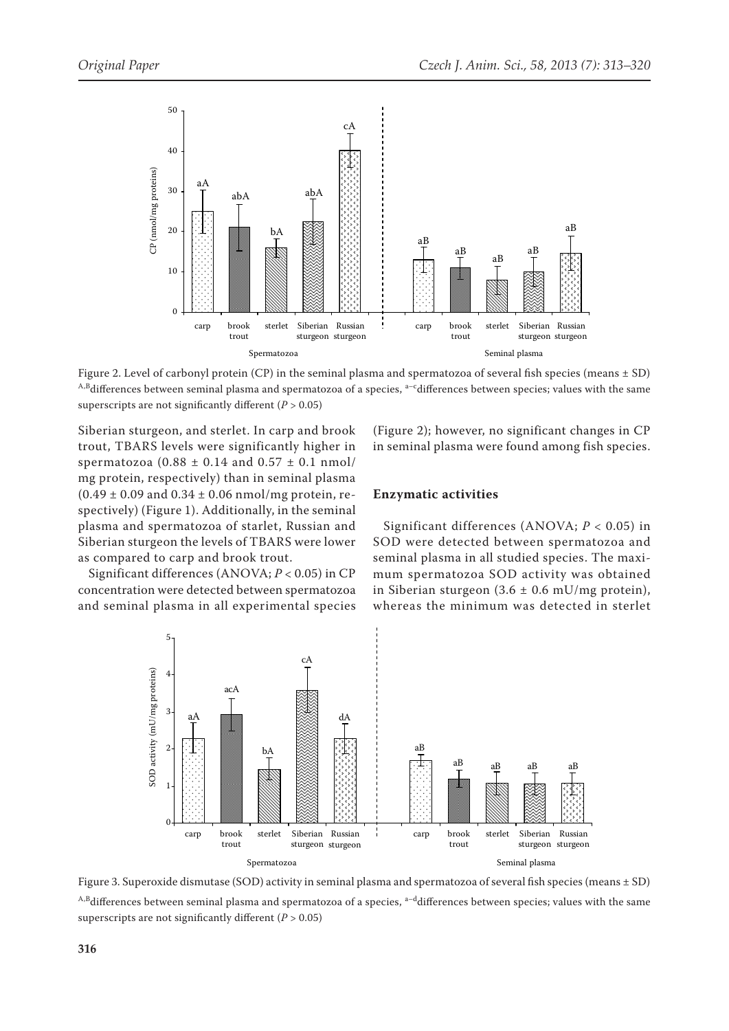Figure 2. Level of carbonyl protein (CP) in the seminal plasma and spermatozoa of several fish species (means ± SD) [A,B]differences between seminal plasma and spermatozoa of a species, [a–c]differences between species; values with the same superscripts are not significantly different ($P > 0.05$)

Siberian sturgeon, and sterlet. In carp and brook trout, TBARS levels were significantly higher in spermatozoa (0.88 ± 0.14 and 0.57 ± 0.1 nmol/mg protein, respectively) than in seminal plasma (0.49 ± 0.09 and 0.34 ± 0.06 nmol/mg protein, respectively) (Figure 1). Additionally, in the seminal plasma and spermatozoa of starlet, Russian and Siberian sturgeon the levels of TBARS were lower as compared to carp and brook trout.

Significant differences (ANOVA; $P < 0.05$) in CP concentration were detected between spermatozoa and seminal plasma in all experimental species (Figure 2); however, no significant changes in CP in seminal plasma were found among fish species.

### Enzymatic activities

Significant differences (ANOVA; $P < 0.05$) in SOD were detected between spermatozoa and seminal plasma in all studied species. The maximum spermatozoa SOD activity was obtained in Siberian sturgeon (3.6 ± 0.6 mU/mg protein), whereas the minimum was detected in sterlet

Figure 3. Superoxide dismutase (SOD) activity in seminal plasma and spermatozoa of several fish species (means ± SD) [A,B]differences between seminal plasma and spermatozoa of a species, [a–d]differences between species; values with the same superscripts are not significantly different ($P > 0.05$)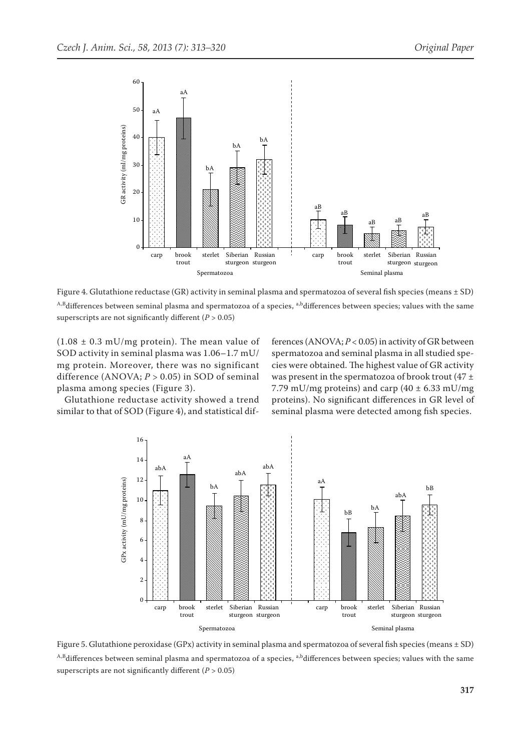Figure 4. Glutathione reductase (GR) activity in seminal plasma and spermatozoa of several fish species (means ± SD) [A,B]differences between seminal plasma and spermatozoa of a species, [a,b]differences between species; values with the same superscripts are not significantly different ($P > 0.05$)

(1.08 ± 0.3 mU/mg protein). The mean value of SOD activity in seminal plasma was 1.06–1.7 mU/mg protein. Moreover, there was no significant difference (ANOVA; $P > 0.05$) in SOD of seminal plasma among species (Figure 3).

Glutathione reductase activity showed a trend similar to that of SOD (Figure 4), and statistical differences (ANOVA; $P < 0.05$) in activity of GR between spermatozoa and seminal plasma in all studied species were obtained. The highest value of GR activity was present in the spermatozoa of brook trout (47 ± 7.79 mU/mg proteins) and carp (40 ± 6.33 mU/mg proteins). No significant differences in GR level of seminal plasma were detected among fish species.

Figure 5. Glutathione peroxidase (GPx) activity in seminal plasma and spermatozoa of several fish species (means ± SD) [A,B]differences between seminal plasma and spermatozoa of a species, [a,b]differences between species; values with the same superscripts are not significantly different ($P > 0.05$)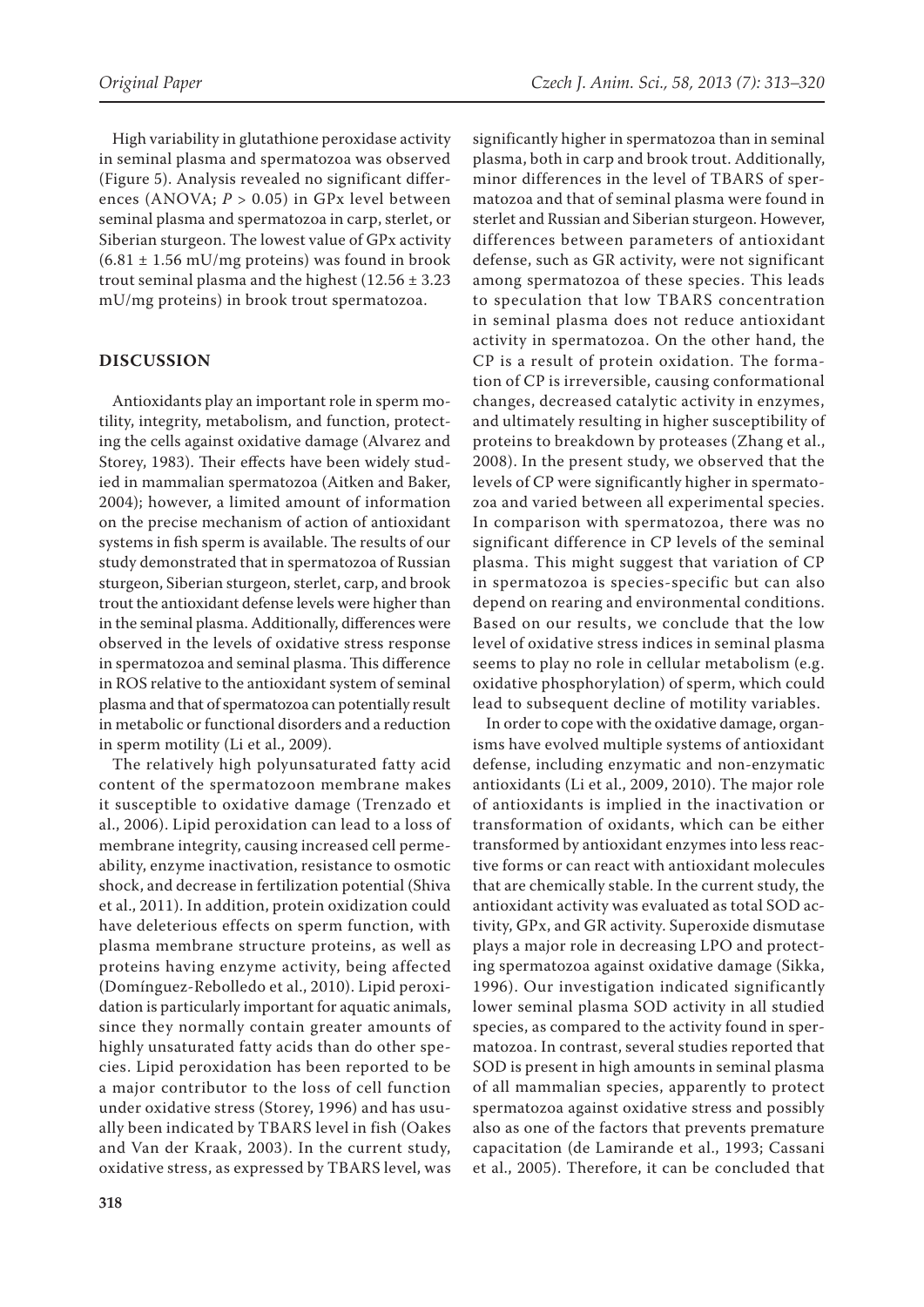High variability in glutathione peroxidase activity in seminal plasma and spermatozoa was observed (Figure 5). Analysis revealed no significant differences (ANOVA; $P > 0.05$) in GPx level between seminal plasma and spermatozoa in carp, sterlet, or Siberian sturgeon. The lowest value of GPx activity ($6.81 \pm 1.56$ mU/mg proteins) was found in brook trout seminal plasma and the highest ($12.56 \pm 3.23$ mU/mg proteins) in brook trout spermatozoa.

## DISCUSSION

Antioxidants play an important role in sperm motility, integrity, metabolism, and function, protecting the cells against oxidative damage (Alvarez and Storey, 1983). Their effects have been widely studied in mammalian spermatozoa (Aitken and Baker, 2004); however, a limited amount of information on the precise mechanism of action of antioxidant systems in fish sperm is available. The results of our study demonstrated that in spermatozoa of Russian sturgeon, Siberian sturgeon, sterlet, carp, and brook trout the antioxidant defense levels were higher than in the seminal plasma. Additionally, differences were observed in the levels of oxidative stress response in spermatozoa and seminal plasma. This difference in ROS relative to the antioxidant system of seminal plasma and that of spermatozoa can potentially result in metabolic or functional disorders and a reduction in sperm motility (Li et al., 2009).

The relatively high polyunsaturated fatty acid content of the spermatozoon membrane makes it susceptible to oxidative damage (Trenzado et al., 2006). Lipid peroxidation can lead to a loss of membrane integrity, causing increased cell permeability, enzyme inactivation, resistance to osmotic shock, and decrease in fertilization potential (Shiva et al., 2011). In addition, protein oxidization could have deleterious effects on sperm function, with plasma membrane structure proteins, as well as proteins having enzyme activity, being affected (Domínguez-Rebolledo et al., 2010). Lipid peroxidation is particularly important for aquatic animals, since they normally contain greater amounts of highly unsaturated fatty acids than do other species. Lipid peroxidation has been reported to be a major contributor to the loss of cell function under oxidative stress (Storey, 1996) and has usually been indicated by TBARS level in fish (Oakes and Van der Kraak, 2003). In the current study, oxidative stress, as expressed by TBARS level, was significantly higher in spermatozoa than in seminal plasma, both in carp and brook trout. Additionally, minor differences in the level of TBARS of spermatozoa and that of seminal plasma were found in sterlet and Russian and Siberian sturgeon. However, differences between parameters of antioxidant defense, such as GR activity, were not significant among spermatozoa of these species. This leads to speculation that low TBARS concentration in seminal plasma does not reduce antioxidant activity in spermatozoa. On the other hand, the CP is a result of protein oxidation. The formation of CP is irreversible, causing conformational changes, decreased catalytic activity in enzymes, and ultimately resulting in higher susceptibility of proteins to breakdown by proteases (Zhang et al., 2008). In the present study, we observed that the levels of CP were significantly higher in spermatozoa and varied between all experimental species. In comparison with spermatozoa, there was no significant difference in CP levels of the seminal plasma. This might suggest that variation of CP in spermatozoa is species-specific but can also depend on rearing and environmental conditions. Based on our results, we conclude that the low level of oxidative stress indices in seminal plasma seems to play no role in cellular metabolism (e.g. oxidative phosphorylation) of sperm, which could lead to subsequent decline of motility variables.

In order to cope with the oxidative damage, organisms have evolved multiple systems of antioxidant defense, including enzymatic and non-enzymatic antioxidants (Li et al., 2009, 2010). The major role of antioxidants is implied in the inactivation or transformation of oxidants, which can be either transformed by antioxidant enzymes into less reactive forms or can react with antioxidant molecules that are chemically stable. In the current study, the antioxidant activity was evaluated as total SOD activity, GPx, and GR activity. Superoxide dismutase plays a major role in decreasing LPO and protecting spermatozoa against oxidative damage (Sikka, 1996). Our investigation indicated significantly lower seminal plasma SOD activity in all studied species, as compared to the activity found in spermatozoa. In contrast, several studies reported that SOD is present in high amounts in seminal plasma of all mammalian species, apparently to protect spermatozoa against oxidative stress and possibly also as one of the factors that prevents premature capacitation (de Lamirande et al., 1993; Cassani et al., 2005). Therefore, it can be concluded that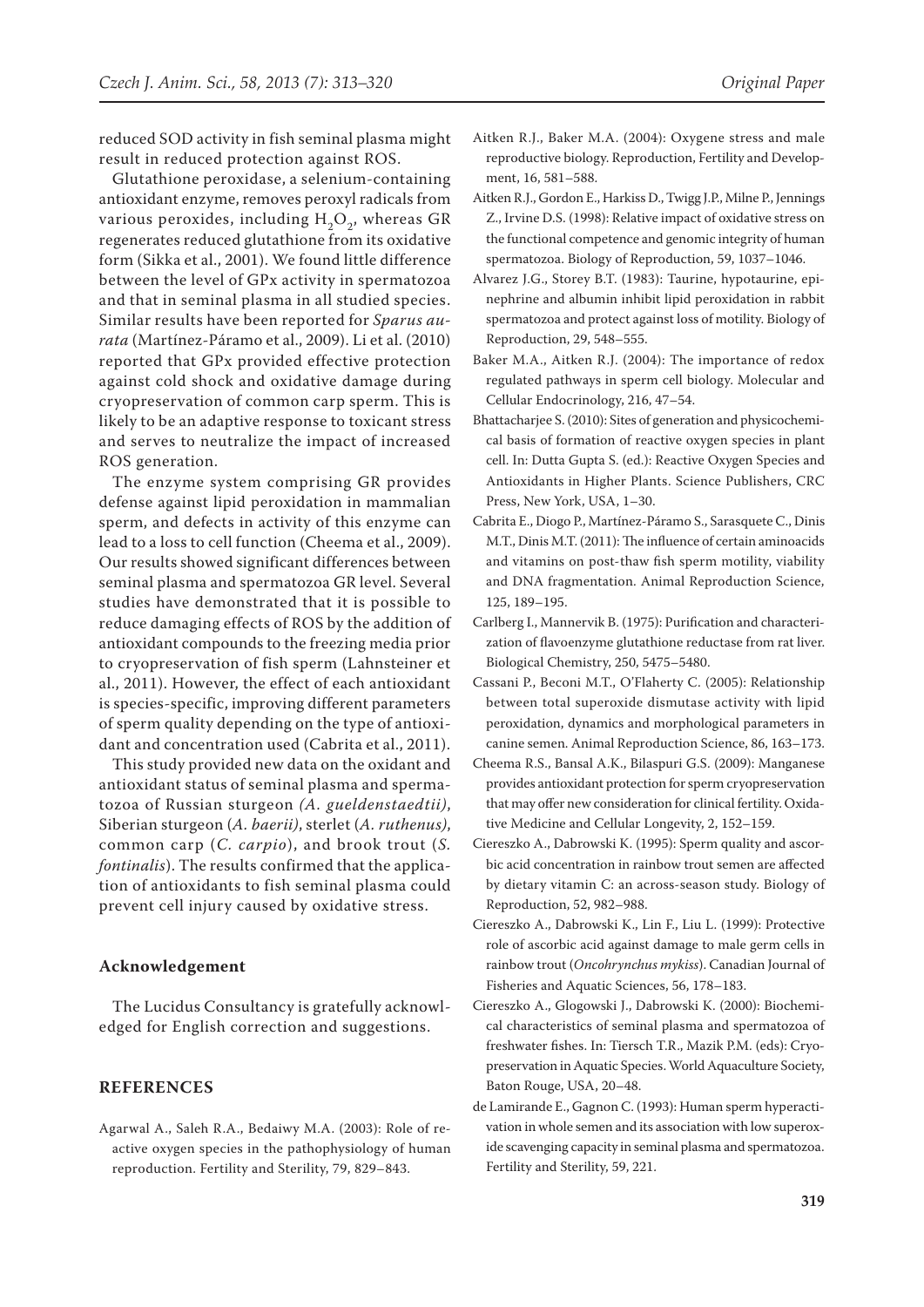reduced SOD activity in fish seminal plasma might result in reduced protection against ROS.

Glutathione peroxidase, a selenium-containing antioxidant enzyme, removes peroxyl radicals from various peroxides, including $H_2O_2$, whereas GR regenerates reduced glutathione from its oxidative form (Sikka et al., 2001). We found little difference between the level of GPx activity in spermatozoa and that in seminal plasma in all studied species. Similar results have been reported for *Sparus aurata* (Martínez-Páramo et al., 2009). Li et al. (2010) reported that GPx provided effective protection against cold shock and oxidative damage during cryopreservation of common carp sperm. This is likely to be an adaptive response to toxicant stress and serves to neutralize the impact of increased ROS generation.

The enzyme system comprising GR provides defense against lipid peroxidation in mammalian sperm, and defects in activity of this enzyme can lead to a loss to cell function (Cheema et al., 2009). Our results showed significant differences between seminal plasma and spermatozoa GR level. Several studies have demonstrated that it is possible to reduce damaging effects of ROS by the addition of antioxidant compounds to the freezing media prior to cryopreservation of fish sperm (Lahnsteiner et al., 2011). However, the effect of each antioxidant is species-specific, improving different parameters of sperm quality depending on the type of antioxidant and concentration used (Cabrita et al., 2011).

This study provided new data on the oxidant and antioxidant status of seminal plasma and spermatozoa of Russian sturgeon *(A. gueldenstaedtii)*, Siberian sturgeon (*A. baerii)*, sterlet (*A. ruthenus)*, common carp (*C. carpio*), and brook trout (*S. fontinalis*). The results confirmed that the application of antioxidants to fish seminal plasma could prevent cell injury caused by oxidative stress.

## Acknowledgement

The Lucidus Consultancy is gratefully acknowledged for English correction and suggestions.

## REFERENCES

Agarwal A., Saleh R.A., Bedaiwy M.A. (2003): Role of reactive oxygen species in the pathophysiology of human reproduction. Fertility and Sterility, 79, 829–843.

Aitken R.J., Baker M.A. (2004): Oxygene stress and male reproductive biology. Reproduction, Fertility and Development, 16, 581–588.

Aitken R.J., Gordon E., Harkiss D., Twigg J.P., Milne P., Jennings Z., Irvine D.S. (1998): Relative impact of oxidative stress on the functional competence and genomic integrity of human spermatozoa. Biology of Reproduction, 59, 1037–1046.

Alvarez J.G., Storey B.T. (1983): Taurine, hypotaurine, epinephrine and albumin inhibit lipid peroxidation in rabbit spermatozoa and protect against loss of motility. Biology of Reproduction, 29, 548–555.

Baker M.A., Aitken R.J. (2004): The importance of redox regulated pathways in sperm cell biology. Molecular and Cellular Endocrinology, 216, 47–54.

Bhattacharjee S. (2010): Sites of generation and physicochemical basis of formation of reactive oxygen species in plant cell. In: Dutta Gupta S. (ed.): Reactive Oxygen Species and Antioxidants in Higher Plants. Science Publishers, CRC Press, New York, USA, 1–30.

Cabrita E., Diogo P., Martínez-Páramo S., Sarasquete C., Dinis M.T., Dinis M.T. (2011): The influence of certain aminoacids and vitamins on post-thaw fish sperm motility, viability and DNA fragmentation. Animal Reproduction Science, 125, 189–195.

Carlberg I., Mannervik B. (1975): Purification and characterization of flavoenzyme glutathione reductase from rat liver. Biological Chemistry, 250, 5475–5480.

Cassani P., Beconi M.T., O'Flaherty C. (2005): Relationship between total superoxide dismutase activity with lipid peroxidation, dynamics and morphological parameters in canine semen. Animal Reproduction Science, 86, 163–173.

Cheema R.S., Bansal A.K., Bilaspuri G.S. (2009): Manganese provides antioxidant protection for sperm cryopreservation that may offer new consideration for clinical fertility. Oxidative Medicine and Cellular Longevity, 2, 152–159.

Ciereszko A., Dabrowski K. (1995): Sperm quality and ascorbic acid concentration in rainbow trout semen are affected by dietary vitamin C: an across-season study. Biology of Reproduction, 52, 982–988.

Ciereszko A., Dabrowski K., Lin F., Liu L. (1999): Protective role of ascorbic acid against damage to male germ cells in rainbow trout (*Oncohrynchus mykiss*). Canadian Journal of Fisheries and Aquatic Sciences, 56, 178–183.

Ciereszko A., Glogowski J., Dabrowski K. (2000): Biochemical characteristics of seminal plasma and spermatozoa of freshwater fishes. In: Tiersch T.R., Mazik P.M. (eds): Cryopreservation in Aquatic Species. World Aquaculture Society, Baton Rouge, USA, 20–48.

de Lamirande E., Gagnon C. (1993): Human sperm hyperactivation in whole semen and its association with low superoxide scavenging capacity in seminal plasma and spermatozoa. Fertility and Sterility, 59, 221.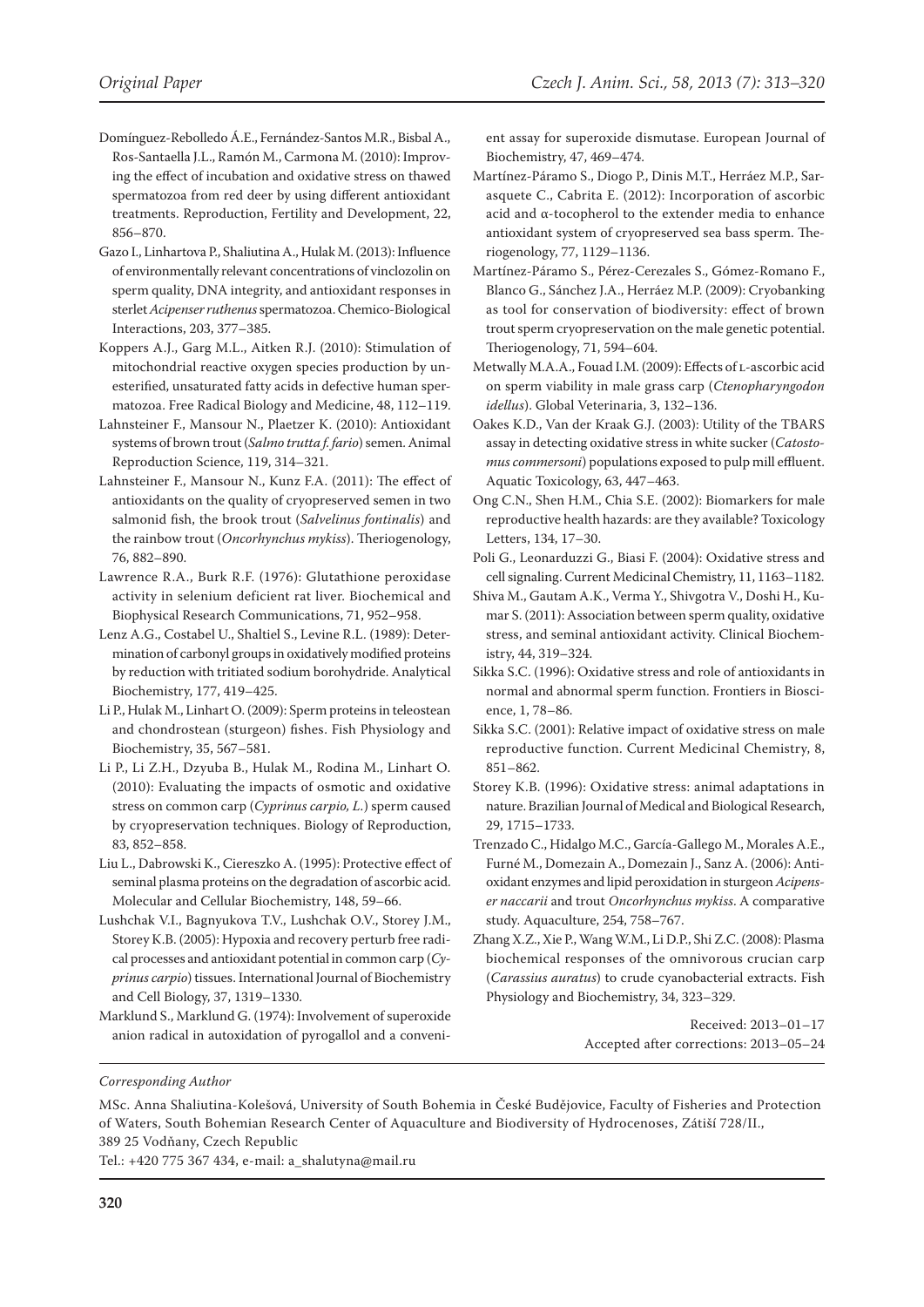Domínguez-Rebolledo Á.E., Fernández-Santos M.R., Bisbal A., Ros-Santaella J.L., Ramón M., Carmona M. (2010): Improving the effect of incubation and oxidative stress on thawed spermatozoa from red deer by using different antioxidant treatments. Reproduction, Fertility and Development, 22, 856–870.

Gazo I., Linhartova P., Shaliutina A., Hulak M. (2013): Influence of environmentally relevant concentrations of vinclozolin on sperm quality, DNA integrity, and antioxidant responses in sterlet *Acipenser ruthenus* spermatozoa. Chemico-Biological Interactions, 203, 377–385.

Koppers A.J., Garg M.L., Aitken R.J. (2010): Stimulation of mitochondrial reactive oxygen species production by unesterified, unsaturated fatty acids in defective human spermatozoa. Free Radical Biology and Medicine, 48, 112–119.

Lahnsteiner F., Mansour N., Plaetzer K. (2010): Antioxidant systems of brown trout (*Salmo trutta f. fario*) semen. Animal Reproduction Science, 119, 314–321.

Lahnsteiner F., Mansour N., Kunz F.A. (2011): The effect of antioxidants on the quality of cryopreserved semen in two salmonid fish, the brook trout (*Salvelinus fontinalis*) and the rainbow trout (*Oncorhynchus mykiss*). Theriogenology, 76, 882–890.

Lawrence R.A., Burk R.F. (1976): Glutathione peroxidase activity in selenium deficient rat liver. Biochemical and Biophysical Research Communications, 71, 952–958.

Lenz A.G., Costabel U., Shaltiel S., Levine R.L. (1989): Determination of carbonyl groups in oxidatively modified proteins by reduction with tritiated sodium borohydride. Analytical Biochemistry, 177, 419–425.

Li P., Hulak M., Linhart O. (2009): Sperm proteins in teleostean and chondrostean (sturgeon) fishes. Fish Physiology and Biochemistry, 35, 567–581.

Li P., Li Z.H., Dzyuba B., Hulak M., Rodina M., Linhart O. (2010): Evaluating the impacts of osmotic and oxidative stress on common carp (*Cyprinus carpio, L.*) sperm caused by cryopreservation techniques. Biology of Reproduction, 83, 852–858.

Liu L., Dabrowski K., Ciereszko A. (1995): Protective effect of seminal plasma proteins on the degradation of ascorbic acid. Molecular and Cellular Biochemistry, 148, 59–66.

Lushchak V.I., Bagnyukova T.V., Lushchak O.V., Storey J.M., Storey K.B. (2005): Hypoxia and recovery perturb free radical processes and antioxidant potential in common carp (*Cyprinus carpio*) tissues. International Journal of Biochemistry and Cell Biology, 37, 1319–1330.

Marklund S., Marklund G. (1974): Involvement of superoxide anion radical in autoxidation of pyrogallol and a convenient assay for superoxide dismutase. European Journal of Biochemistry, 47, 469–474.

Martínez-Páramo S., Diogo P., Dinis M.T., Herráez M.P., Sarasquete C., Cabrita E. (2012): Incorporation of ascorbic acid and α-tocopherol to the extender media to enhance antioxidant system of cryopreserved sea bass sperm. Theriogenology, 77, 1129–1136.

Martínez-Páramo S., Pérez-Cerezales S., Gómez-Romano F., Blanco G., Sánchez J.A., Herráez M.P. (2009): Cryobanking as tool for conservation of biodiversity: effect of brown trout sperm cryopreservation on the male genetic potential. Theriogenology, 71, 594–604.

Metwally M.A.A., Fouad I.M. (2009): Effects of L-ascorbic acid on sperm viability in male grass carp (*Ctenopharyngodon idellus*). Global Veterinaria, 3, 132–136.

Oakes K.D., Van der Kraak G.J. (2003): Utility of the TBARS assay in detecting oxidative stress in white sucker (*Catostomus commersoni*) populations exposed to pulp mill effluent. Aquatic Toxicology, 63, 447–463.

Ong C.N., Shen H.M., Chia S.E. (2002): Biomarkers for male reproductive health hazards: are they available? Toxicology Letters, 134, 17–30.

Poli G., Leonarduzzi G., Biasi F. (2004): Oxidative stress and cell signaling. Current Medicinal Chemistry, 11, 1163–1182.

Shiva M., Gautam A.K., Verma Y., Shivgotra V., Doshi H., Kumar S. (2011): Association between sperm quality, oxidative stress, and seminal antioxidant activity. Clinical Biochemistry, 44, 319–324.

Sikka S.C. (1996): Oxidative stress and role of antioxidants in normal and abnormal sperm function. Frontiers in Bioscience, 1, 78–86.

Sikka S.C. (2001): Relative impact of oxidative stress on male reproductive function. Current Medicinal Chemistry, 8, 851–862.

Storey K.B. (1996): Oxidative stress: animal adaptations in nature. Brazilian Journal of Medical and Biological Research, 29, 1715–1733.

Trenzado C., Hidalgo M.C., García-Gallego M., Morales A.E., Furné M., Domezain A., Domezain J., Sanz A. (2006): Antioxidant enzymes and lipid peroxidation in sturgeon *Acipenser naccarii* and trout *Oncorhynchus mykiss*. A comparative study. Aquaculture, 254, 758–767.

Zhang X.Z., Xie P., Wang W.M., Li D.P., Shi Z.C. (2008): Plasma biochemical responses of the omnivorous crucian carp (*Carassius auratus*) to crude cyanobacterial extracts. Fish Physiology and Biochemistry, 34, 323–329.

Received: 2013–01–17
Accepted after corrections: 2013–05–24

*Corresponding Author*

MSc. Anna Shaliutina-Kolešová, University of South Bohemia in České Budějovice, Faculty of Fisheries and Protection of Waters, South Bohemian Research Center of Aquaculture and Biodiversity of Hydrocenoses, Zátiší 728/II., 389 25 Vodňany, Czech Republic
Tel.: +420 775 367 434, e-mail: a_shalutyna@mail.ru